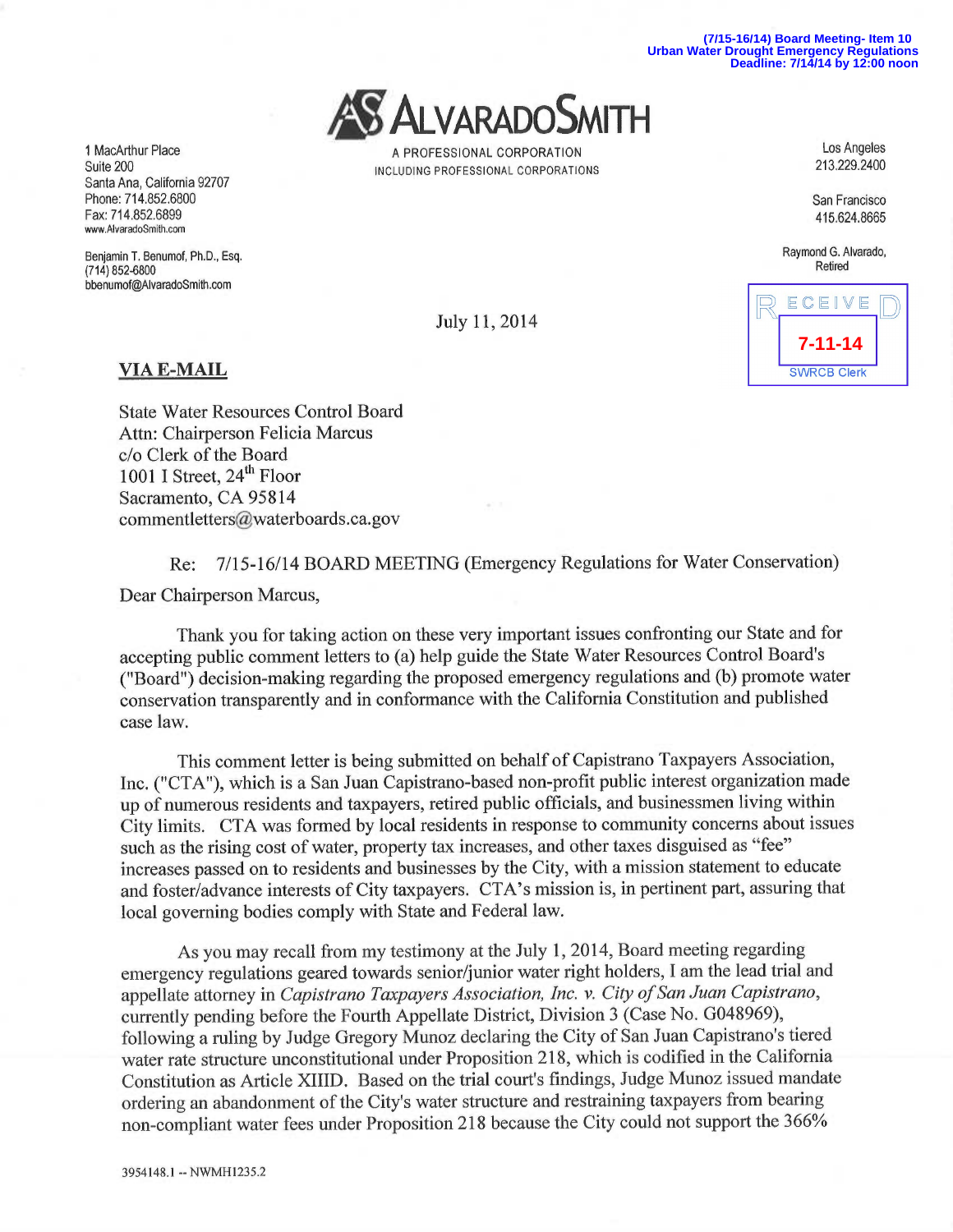(7/15-16/14) Board Meeting- Item 10
Urban Water Drought Emergency Regulations
Deadline: 7/14/14 by 12:00 noon

**ALVARADOSMITH**
A PROFESSIONAL CORPORATION
INCLUDING PROFESSIONAL CORPORATIONS

1 MacArthur Place
Suite 200
Santa Ana, California 92707
Phone: 714.852.6800
Fax: 714.852.6899
www.AlvaradoSmith.com

Los Angeles
213.229.2400

San Francisco
415.624.8665

Raymond G. Alvarado,
Retired

Benjamin T. Benumof, Ph.D., Esq.
(714) 852-6800
bbenumof@AlvaradoSmith.com

RECEIVED
7-11-14
SWRCB Clerk

July 11, 2014

**VIA E-MAIL**

State Water Resources Control Board
Attn: Chairperson Felicia Marcus
c/o Clerk of the Board
1001 I Street, 24th Floor
Sacramento, CA 95814
commentletters@waterboards.ca.gov

Re: 7/15-16/14 BOARD MEETING (Emergency Regulations for Water Conservation)

Dear Chairperson Marcus,

Thank you for taking action on these very important issues confronting our State and for accepting public comment letters to (a) help guide the State Water Resources Control Board's ("Board") decision-making regarding the proposed emergency regulations and (b) promote water conservation transparently and in conformance with the California Constitution and published case law.

This comment letter is being submitted on behalf of Capistrano Taxpayers Association, Inc. ("CTA"), which is a San Juan Capistrano-based non-profit public interest organization made up of numerous residents and taxpayers, retired public officials, and businessmen living within City limits. CTA was formed by local residents in response to community concerns about issues such as the rising cost of water, property tax increases, and other taxes disguised as "fee" increases passed on to residents and businesses by the City, with a mission statement to educate and foster/advance interests of City taxpayers. CTA's mission is, in pertinent part, assuring that local governing bodies comply with State and Federal law.

As you may recall from my testimony at the July 1, 2014, Board meeting regarding emergency regulations geared towards senior/junior water right holders, I am the lead trial and appellate attorney in *Capistrano Taxpayers Association, Inc. v. City of San Juan Capistrano*, currently pending before the Fourth Appellate District, Division 3 (Case No. G048969), following a ruling by Judge Gregory Munoz declaring the City of San Juan Capistrano's tiered water rate structure unconstitutional under Proposition 218, which is codified in the California Constitution as Article XIIID. Based on the trial court's findings, Judge Munoz issued mandate ordering an abandonment of the City's water structure and restraining taxpayers from bearing non-compliant water fees under Proposition 218 because the City could not support the 366%

3954148.1 -- NWMH1235.2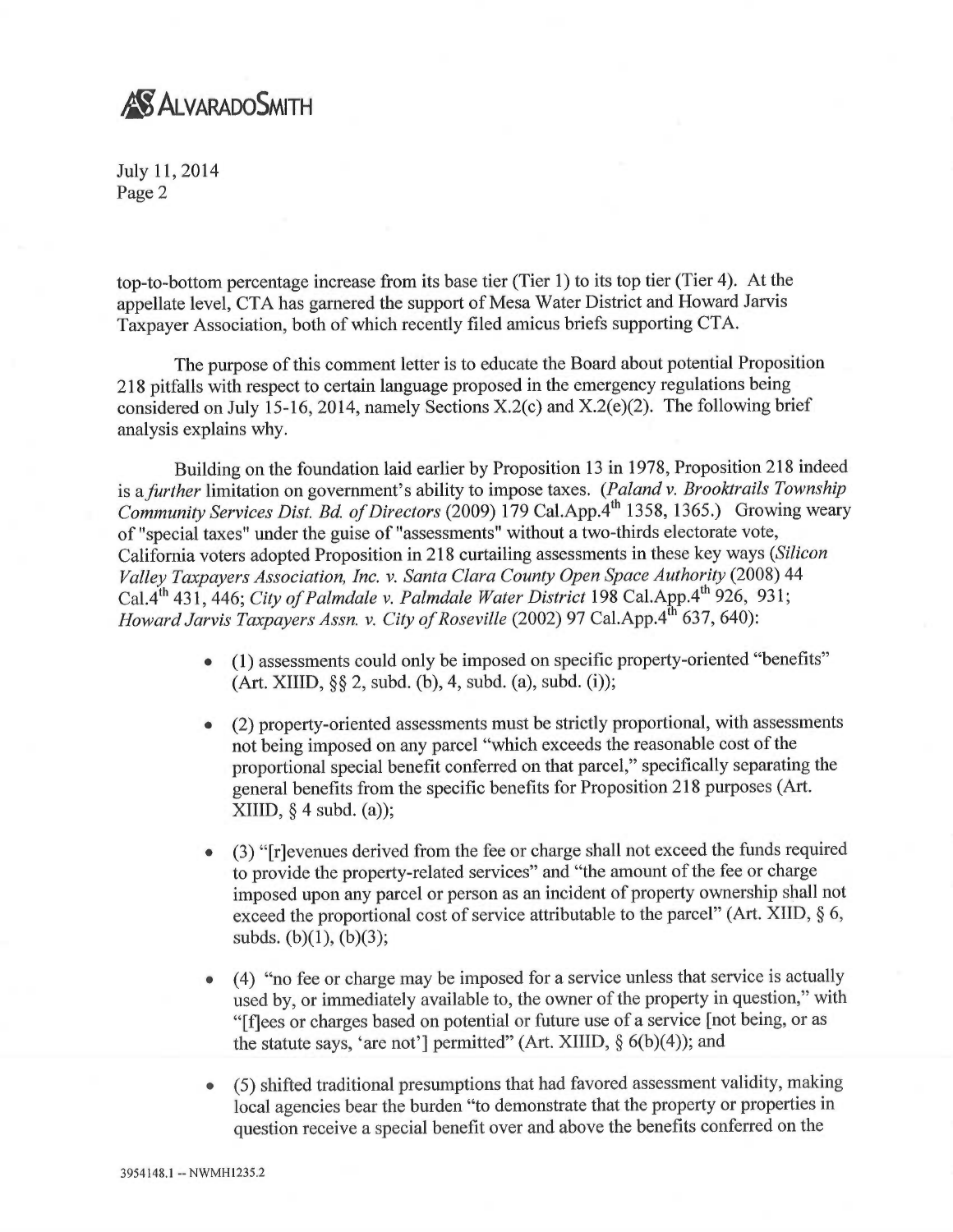top-to-bottom percentage increase from its base tier (Tier 1) to its top tier (Tier 4). At the appellate level, CTA has garnered the support of Mesa Water District and Howard Jarvis Taxpayer Association, both of which recently filed amicus briefs supporting CTA.

The purpose of this comment letter is to educate the Board about potential Proposition 218 pitfalls with respect to certain language proposed in the emergency regulations being considered on July 15-16, 2014, namely Sections X.2(c) and X.2(e)(2). The following brief analysis explains why.

Building on the foundation laid earlier by Proposition 13 in 1978, Proposition 218 indeed is a *further* limitation on government's ability to impose taxes. (*Paland v. Brooktrails Township Community Services Dist. Bd. of Directors* (2009) 179 Cal.App.4th 1358, 1365.) Growing weary of "special taxes" under the guise of "assessments" without a two-thirds electorate vote, California voters adopted Proposition in 218 curtailing assessments in these key ways (*Silicon Valley Taxpayers Association, Inc. v. Santa Clara County Open Space Authority* (2008) 44 Cal.4th 431, 446; *City of Palmdale v. Palmdale Water District* 198 Cal.App.4th 926, 931; *Howard Jarvis Taxpayers Assn. v. City of Roseville* (2002) 97 Cal.App.4th 637, 640):

- (1) assessments could only be imposed on specific property-oriented "benefits" (Art. XIIID, §§ 2, subd. (b), 4, subd. (a), subd. (i));
- (2) property-oriented assessments must be strictly proportional, with assessments not being imposed on any parcel "which exceeds the reasonable cost of the proportional special benefit conferred on that parcel," specifically separating the general benefits from the specific benefits for Proposition 218 purposes (Art. XIIID, § 4 subd. (a));
- (3) "[r]evenues derived from the fee or charge shall not exceed the funds required to provide the property-related services" and "the amount of the fee or charge imposed upon any parcel or person as an incident of property ownership shall not exceed the proportional cost of service attributable to the parcel" (Art. XIID, § 6, subds. (b)(1), (b)(3);
- (4) "no fee or charge may be imposed for a service unless that service is actually used by, or immediately available to, the owner of the property in question," with "[f]ees or charges based on potential or future use of a service [not being, or as the statute says, 'are not'] permitted" (Art. XIIID, § 6(b)(4)); and
- (5) shifted traditional presumptions that had favored assessment validity, making local agencies bear the burden "to demonstrate that the property or properties in question receive a special benefit over and above the benefits conferred on the

3954148.1 -- NWMH1235.2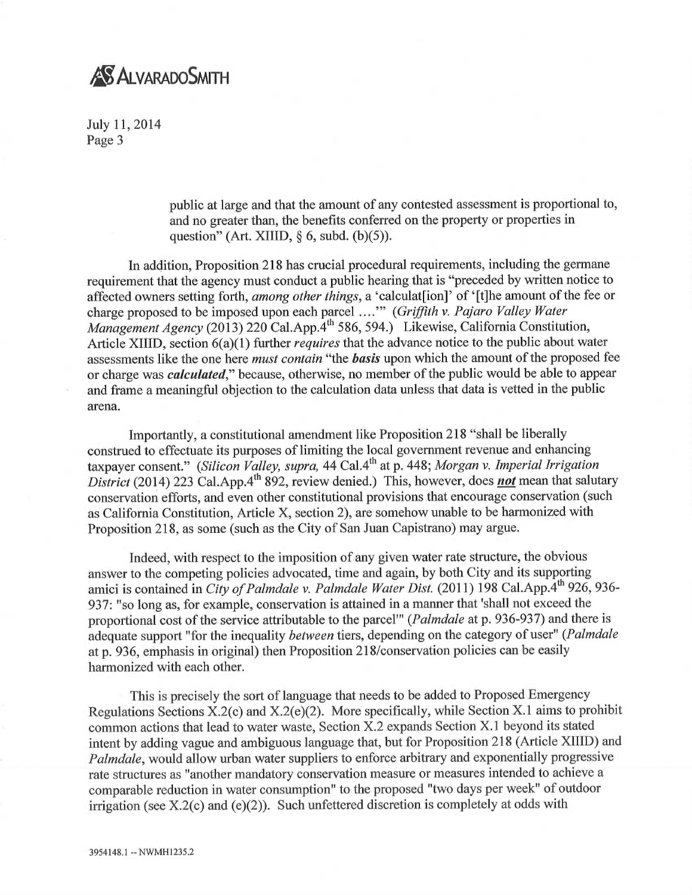public at large and that the amount of any contested assessment is proportional to, and no greater than, the benefits conferred on the property or properties in question" (Art. XIIID, § 6, subd. (b)(5)).

In addition, Proposition 218 has crucial procedural requirements, including the germane requirement that the agency must conduct a public hearing that is "preceded by written notice to affected owners setting forth, *among other things*, a 'calculat[ion]' of '[t]he amount of the fee or charge proposed to be imposed upon each parcel ....'" (*Griffith v. Pajaro Valley Water Management Agency* (2013) 220 Cal.App.4th 586, 594.) Likewise, California Constitution, Article XIIID, section 6(a)(1) further *requires* that the advance notice to the public about water assessments like the one here *must contain* "the ***basis*** upon which the amount of the proposed fee or charge was ***calculated***," because, otherwise, no member of the public would be able to appear and frame a meaningful objection to the calculation data unless that data is vetted in the public arena.

Importantly, a constitutional amendment like Proposition 218 "shall be liberally construed to effectuate its purposes of limiting the local government revenue and enhancing taxpayer consent." (*Silicon Valley, supra,* 44 Cal.4th at p. 448; *Morgan v. Imperial Irrigation District* (2014) 223 Cal.App.4th 892, review denied.) This, however, does ***not*** mean that salutary conservation efforts, and even other constitutional provisions that encourage conservation (such as California Constitution, Article X, section 2), are somehow unable to be harmonized with Proposition 218, as some (such as the City of San Juan Capistrano) may argue.

Indeed, with respect to the imposition of any given water rate structure, the obvious answer to the competing policies advocated, time and again, by both City and its supporting amici is contained in *City of Palmdale v. Palmdale Water Dist.* (2011) 198 Cal.App.4th 926, 936-937: "so long as, for example, conservation is attained in a manner that 'shall not exceed the proportional cost of the service attributable to the parcel'" (*Palmdale* at p. 936-937) and there is adequate support "for the inequality *between* tiers, depending on the category of user" (*Palmdale* at p. 936, emphasis in original) then Proposition 218/conservation policies can be easily harmonized with each other.

This is precisely the sort of language that needs to be added to Proposed Emergency Regulations Sections X.2(c) and X.2(e)(2). More specifically, while Section X.1 aims to prohibit common actions that lead to water waste, Section X.2 expands Section X.1 beyond its stated intent by adding vague and ambiguous language that, but for Proposition 218 (Article XIIID) and *Palmdale*, would allow urban water suppliers to enforce arbitrary and exponentially progressive rate structures as "another mandatory conservation measure or measures intended to achieve a comparable reduction in water consumption" to the proposed "two days per week" of outdoor irrigation (see X.2(c) and (e)(2)). Such unfettered discretion is completely at odds with

3954148.1 -- NWMH1235.2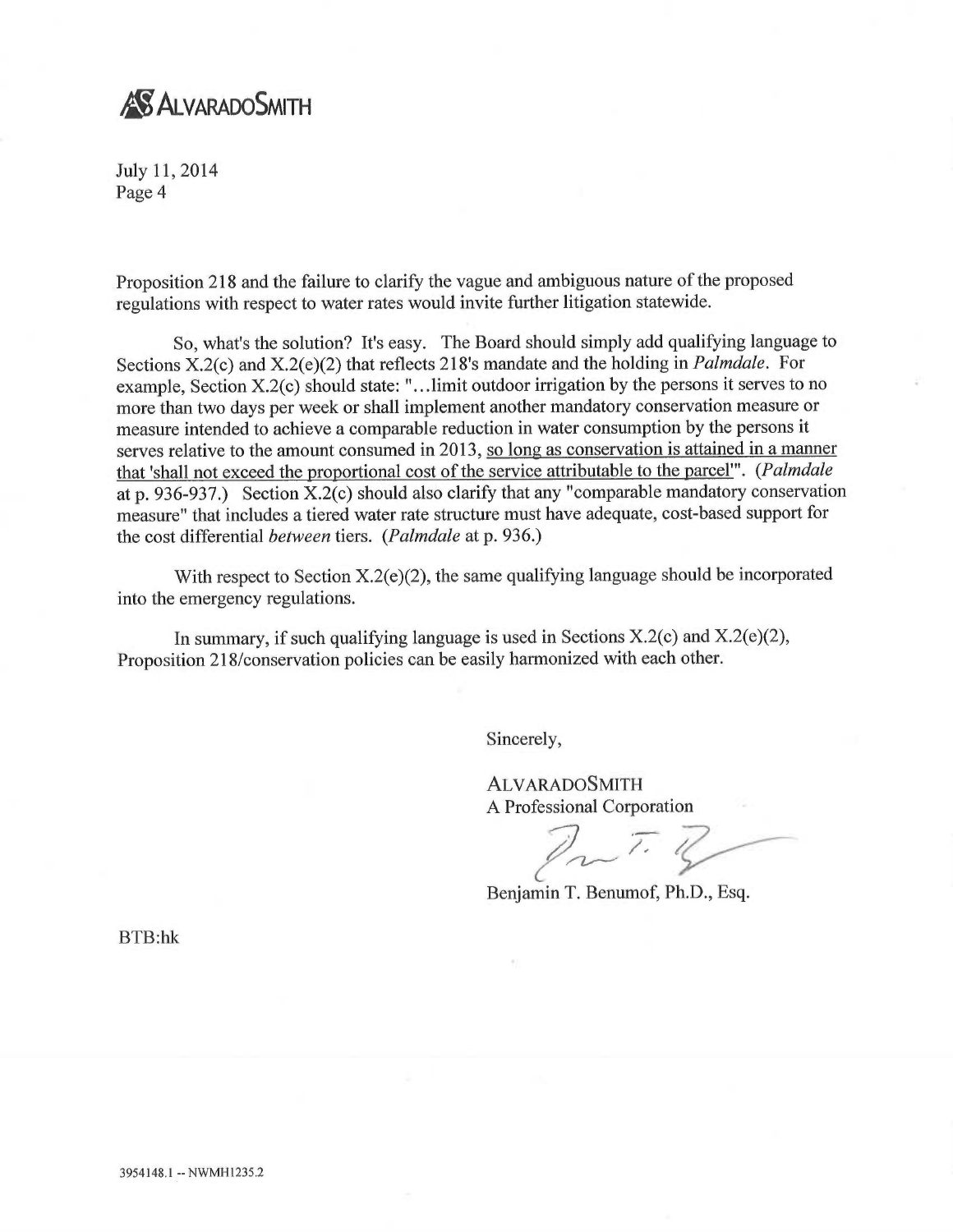Proposition 218 and the failure to clarify the vague and ambiguous nature of the proposed regulations with respect to water rates would invite further litigation statewide.

So, what's the solution? It's easy. The Board should simply add qualifying language to Sections X.2(c) and X.2(e)(2) that reflects 218's mandate and the holding in *Palmdale*. For example, Section X.2(c) should state: "...limit outdoor irrigation by the persons it serves to no more than two days per week or shall implement another mandatory conservation measure or measure intended to achieve a comparable reduction in water consumption by the persons it serves relative to the amount consumed in 2013, <u>so long as conservation is attained in a manner that 'shall not exceed the proportional cost of the service attributable to the parcel</u>'". (*Palmdale* at p. 936-937.) Section X.2(c) should also clarify that any "comparable mandatory conservation measure" that includes a tiered water rate structure must have adequate, cost-based support for the cost differential *between* tiers. (*Palmdale* at p. 936.)

With respect to Section X.2(e)(2), the same qualifying language should be incorporated into the emergency regulations.

In summary, if such qualifying language is used in Sections X.2(c) and X.2(e)(2), Proposition 218/conservation policies can be easily harmonized with each other.

Sincerely,

ALVARADOSMITH
A Professional Corporation

Benjamin T. Benumof, Ph.D., Esq.

BTB:hk

3954148.1 -- NWMH1235.2